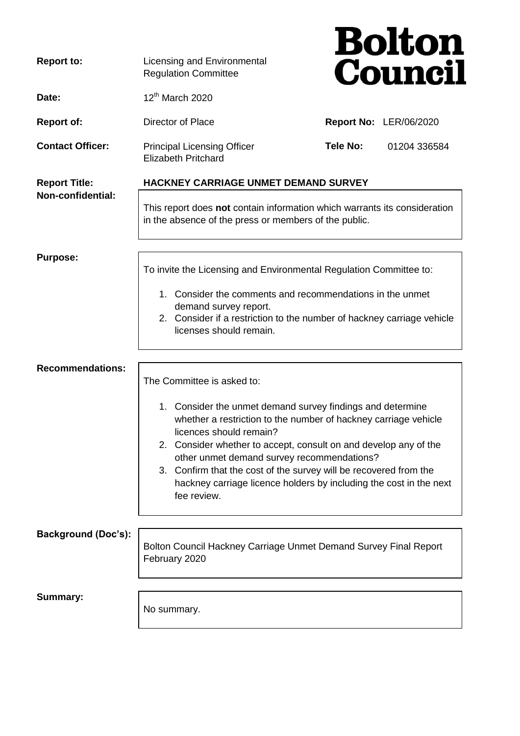**Bolton Council**

| | |
|---|---|
| **Report to:** | Licensing and Environmental Regulation Committee |
| **Date:** | 12th March 2020 |
| **Report of:** | Director of Place |
| **Report No:** | LER/06/2020 |
| **Contact Officer:** | Principal Licensing Officer Elizabeth Pritchard |
| **Tele No:** | 01204 336584 |
| **Report Title:** | **HACKNEY CARRIAGE UNMET DEMAND SURVEY** |

**Non-confidential:**

This report does **not** contain information which warrants its consideration in the absence of the press or members of the public.

**Purpose:**

To invite the Licensing and Environmental Regulation Committee to:

1. Consider the comments and recommendations in the unmet demand survey report.
2. Consider if a restriction to the number of hackney carriage vehicle licenses should remain.

**Recommendations:**

The Committee is asked to:

1. Consider the unmet demand survey findings and determine whether a restriction to the number of hackney carriage vehicle licences should remain?
2. Consider whether to accept, consult on and develop any of the other unmet demand survey recommendations?
3. Confirm that the cost of the survey will be recovered from the hackney carriage licence holders by including the cost in the next fee review.

**Background (Doc's):**

Bolton Council Hackney Carriage Unmet Demand Survey Final Report February 2020

**Summary:**

No summary.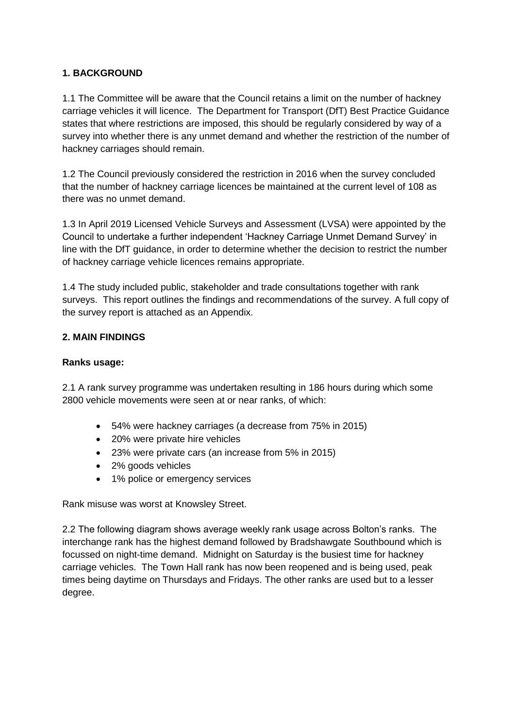## 1. BACKGROUND

1.1 The Committee will be aware that the Council retains a limit on the number of hackney carriage vehicles it will licence. The Department for Transport (DfT) Best Practice Guidance states that where restrictions are imposed, this should be regularly considered by way of a survey into whether there is any unmet demand and whether the restriction of the number of hackney carriages should remain.

1.2 The Council previously considered the restriction in 2016 when the survey concluded that the number of hackney carriage licences be maintained at the current level of 108 as there was no unmet demand.

1.3 In April 2019 Licensed Vehicle Surveys and Assessment (LVSA) were appointed by the Council to undertake a further independent 'Hackney Carriage Unmet Demand Survey' in line with the DfT guidance, in order to determine whether the decision to restrict the number of hackney carriage vehicle licences remains appropriate.

1.4 The study included public, stakeholder and trade consultations together with rank surveys. This report outlines the findings and recommendations of the survey. A full copy of the survey report is attached as an Appendix.

## 2. MAIN FINDINGS

**Ranks usage:**

2.1 A rank survey programme was undertaken resulting in 186 hours during which some 2800 vehicle movements were seen at or near ranks, of which:

- 54% were hackney carriages (a decrease from 75% in 2015)
- 20% were private hire vehicles
- 23% were private cars (an increase from 5% in 2015)
- 2% goods vehicles
- 1% police or emergency services

Rank misuse was worst at Knowsley Street.

2.2 The following diagram shows average weekly rank usage across Bolton's ranks. The interchange rank has the highest demand followed by Bradshawgate Southbound which is focussed on night-time demand. Midnight on Saturday is the busiest time for hackney carriage vehicles. The Town Hall rank has now been reopened and is being used, peak times being daytime on Thursdays and Fridays. The other ranks are used but to a lesser degree.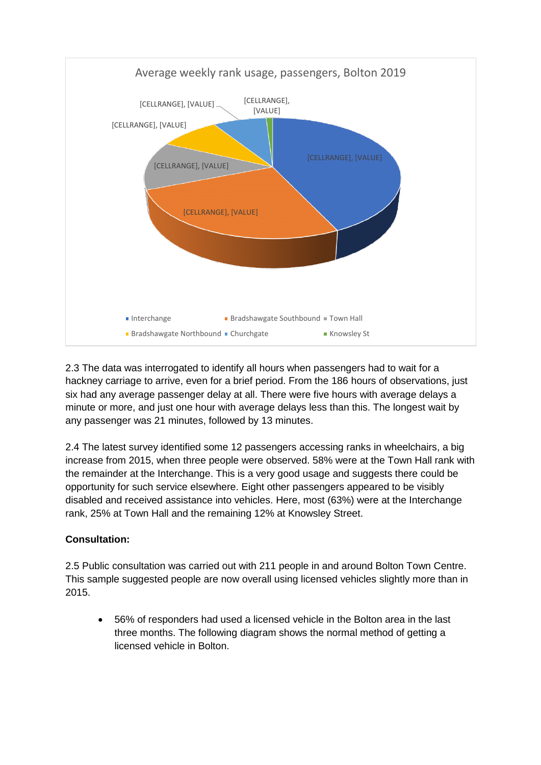Average weekly rank usage, passengers, Bolton 2019

[CELLRANGE], [VALUE]

[CELLRANGE], [VALUE]

[CELLRANGE], [VALUE]

[CELLRANGE], [VALUE]

[CELLRANGE], [VALUE]

[CELLRANGE], [VALUE]

Interchange
Bradshawgate Southbound
Town Hall
Bradshawgate Northbound
Churchgate
Knowsley St

2.3 The data was interrogated to identify all hours when passengers had to wait for a hackney carriage to arrive, even for a brief period. From the 186 hours of observations, just six had any average passenger delay at all. There were five hours with average delays a minute or more, and just one hour with average delays less than this. The longest wait by any passenger was 21 minutes, followed by 13 minutes.

2.4 The latest survey identified some 12 passengers accessing ranks in wheelchairs, a big increase from 2015, when three people were observed. 58% were at the Town Hall rank with the remainder at the Interchange. This is a very good usage and suggests there could be opportunity for such service elsewhere. Eight other passengers appeared to be visibly disabled and received assistance into vehicles. Here, most (63%) were at the Interchange rank, 25% at Town Hall and the remaining 12% at Knowsley Street.

**Consultation:**

2.5 Public consultation was carried out with 211 people in and around Bolton Town Centre. This sample suggested people are now overall using licensed vehicles slightly more than in 2015.

- 56% of responders had used a licensed vehicle in the Bolton area in the last three months. The following diagram shows the normal method of getting a licensed vehicle in Bolton.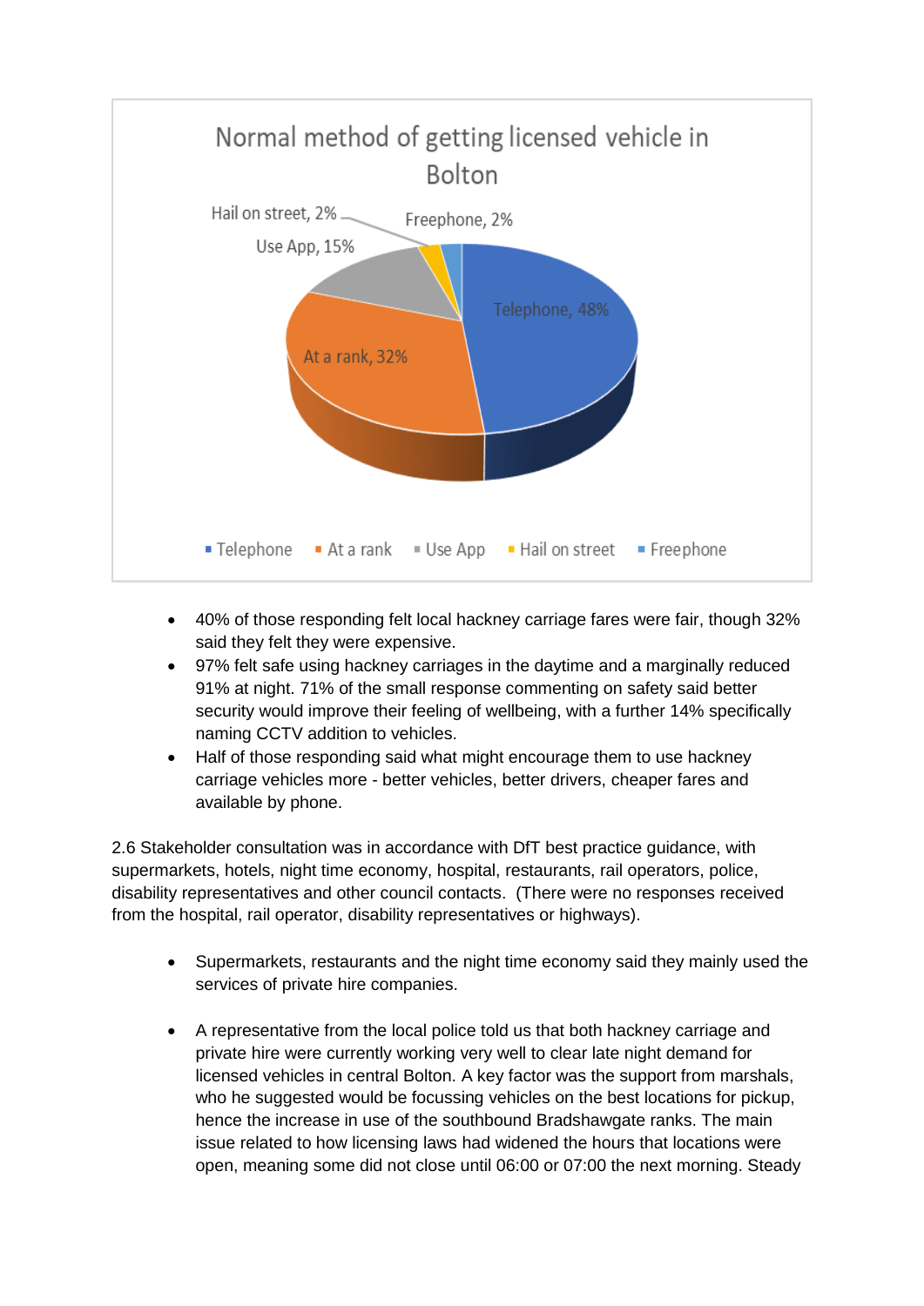Normal method of getting licensed vehicle in Bolton

Hail on street, 2%

Freephone, 2%

Use App, 15%

Telephone, 48%

At a rank, 32%

Telephone · At a rank · Use App · Hail on street · Freephone

- 40% of those responding felt local hackney carriage fares were fair, though 32% said they felt they were expensive.
- 97% felt safe using hackney carriages in the daytime and a marginally reduced 91% at night. 71% of the small response commenting on safety said better security would improve their feeling of wellbeing, with a further 14% specifically naming CCTV addition to vehicles.
- Half of those responding said what might encourage them to use hackney carriage vehicles more - better vehicles, better drivers, cheaper fares and available by phone.

2.6 Stakeholder consultation was in accordance with DfT best practice guidance, with supermarkets, hotels, night time economy, hospital, restaurants, rail operators, police, disability representatives and other council contacts. (There were no responses received from the hospital, rail operator, disability representatives or highways).

- Supermarkets, restaurants and the night time economy said they mainly used the services of private hire companies.

- A representative from the local police told us that both hackney carriage and private hire were currently working very well to clear late night demand for licensed vehicles in central Bolton. A key factor was the support from marshals, who he suggested would be focussing vehicles on the best locations for pickup, hence the increase in use of the southbound Bradshawgate ranks. The main issue related to how licensing laws had widened the hours that locations were open, meaning some did not close until 06:00 or 07:00 the next morning. Steady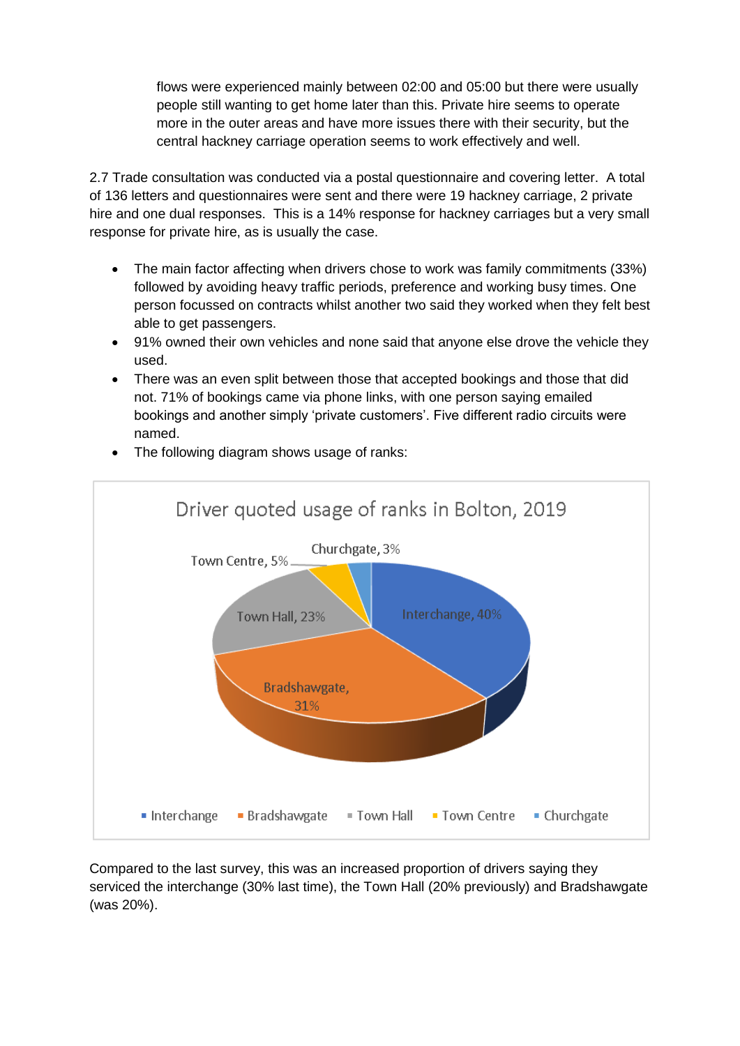flows were experienced mainly between 02:00 and 05:00 but there were usually people still wanting to get home later than this. Private hire seems to operate more in the outer areas and have more issues there with their security, but the central hackney carriage operation seems to work effectively and well.

2.7 Trade consultation was conducted via a postal questionnaire and covering letter. A total of 136 letters and questionnaires were sent and there were 19 hackney carriage, 2 private hire and one dual responses. This is a 14% response for hackney carriages but a very small response for private hire, as is usually the case.

- The main factor affecting when drivers chose to work was family commitments (33%) followed by avoiding heavy traffic periods, preference and working busy times. One person focussed on contracts whilst another two said they worked when they felt best able to get passengers.
- 91% owned their own vehicles and none said that anyone else drove the vehicle they used.
- There was an even split between those that accepted bookings and those that did not. 71% of bookings came via phone links, with one person saying emailed bookings and another simply 'private customers'. Five different radio circuits were named.
- The following diagram shows usage of ranks:

**Driver quoted usage of ranks in Bolton, 2019**

| Rank | Usage |
|---|---|
| Interchange | 40% |
| Bradshawgate | 31% |
| Town Hall | 23% |
| Town Centre | 5% |
| Churchgate | 3% |

Compared to the last survey, this was an increased proportion of drivers saying they serviced the interchange (30% last time), the Town Hall (20% previously) and Bradshawgate (was 20%).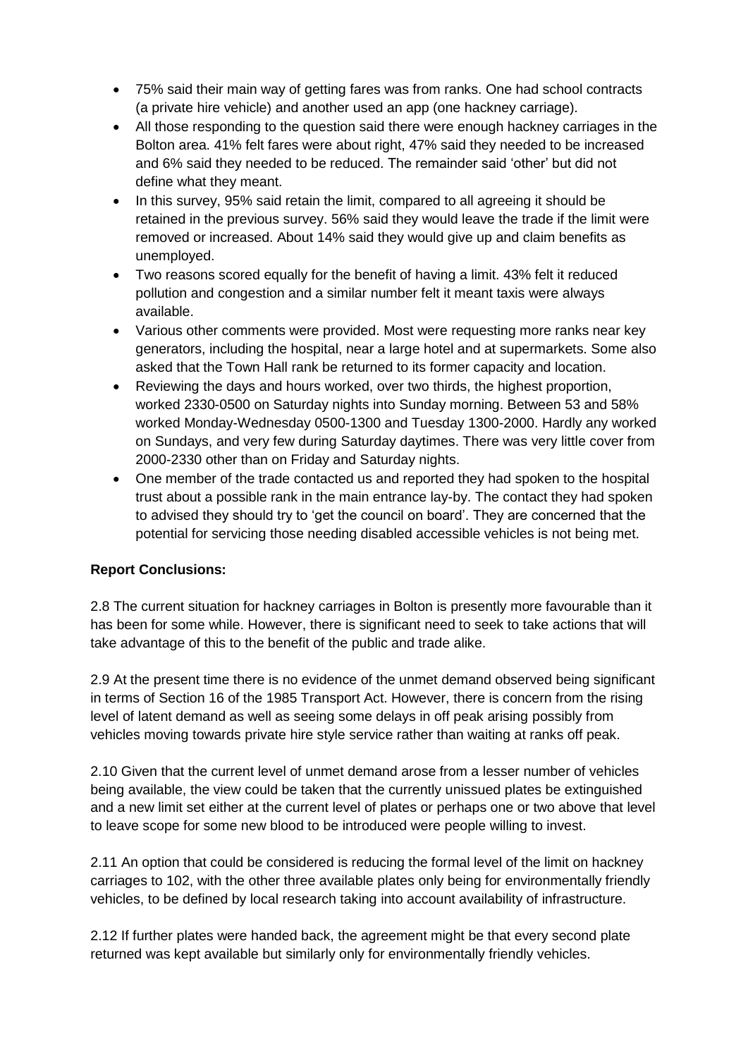- 75% said their main way of getting fares was from ranks. One had school contracts (a private hire vehicle) and another used an app (one hackney carriage).
- All those responding to the question said there were enough hackney carriages in the Bolton area. 41% felt fares were about right, 47% said they needed to be increased and 6% said they needed to be reduced. The remainder said 'other' but did not define what they meant.
- In this survey, 95% said retain the limit, compared to all agreeing it should be retained in the previous survey. 56% said they would leave the trade if the limit were removed or increased. About 14% said they would give up and claim benefits as unemployed.
- Two reasons scored equally for the benefit of having a limit. 43% felt it reduced pollution and congestion and a similar number felt it meant taxis were always available.
- Various other comments were provided. Most were requesting more ranks near key generators, including the hospital, near a large hotel and at supermarkets. Some also asked that the Town Hall rank be returned to its former capacity and location.
- Reviewing the days and hours worked, over two thirds, the highest proportion, worked 2330-0500 on Saturday nights into Sunday morning. Between 53 and 58% worked Monday-Wednesday 0500-1300 and Tuesday 1300-2000. Hardly any worked on Sundays, and very few during Saturday daytimes. There was very little cover from 2000-2330 other than on Friday and Saturday nights.
- One member of the trade contacted us and reported they had spoken to the hospital trust about a possible rank in the main entrance lay-by. The contact they had spoken to advised they should try to 'get the council on board'. They are concerned that the potential for servicing those needing disabled accessible vehicles is not being met.

**Report Conclusions:**

2.8 The current situation for hackney carriages in Bolton is presently more favourable than it has been for some while. However, there is significant need to seek to take actions that will take advantage of this to the benefit of the public and trade alike.

2.9 At the present time there is no evidence of the unmet demand observed being significant in terms of Section 16 of the 1985 Transport Act. However, there is concern from the rising level of latent demand as well as seeing some delays in off peak arising possibly from vehicles moving towards private hire style service rather than waiting at ranks off peak.

2.10 Given that the current level of unmet demand arose from a lesser number of vehicles being available, the view could be taken that the currently unissued plates be extinguished and a new limit set either at the current level of plates or perhaps one or two above that level to leave scope for some new blood to be introduced were people willing to invest.

2.11 An option that could be considered is reducing the formal level of the limit on hackney carriages to 102, with the other three available plates only being for environmentally friendly vehicles, to be defined by local research taking into account availability of infrastructure.

2.12 If further plates were handed back, the agreement might be that every second plate returned was kept available but similarly only for environmentally friendly vehicles.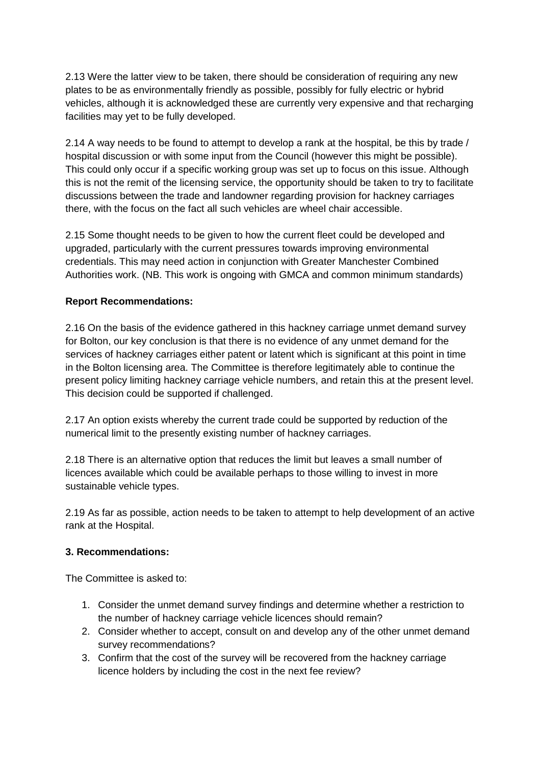2.13 Were the latter view to be taken, there should be consideration of requiring any new plates to be as environmentally friendly as possible, possibly for fully electric or hybrid vehicles, although it is acknowledged these are currently very expensive and that recharging facilities may yet to be fully developed.

2.14 A way needs to be found to attempt to develop a rank at the hospital, be this by trade / hospital discussion or with some input from the Council (however this might be possible). This could only occur if a specific working group was set up to focus on this issue. Although this is not the remit of the licensing service, the opportunity should be taken to try to facilitate discussions between the trade and landowner regarding provision for hackney carriages there, with the focus on the fact all such vehicles are wheel chair accessible.

2.15 Some thought needs to be given to how the current fleet could be developed and upgraded, particularly with the current pressures towards improving environmental credentials. This may need action in conjunction with Greater Manchester Combined Authorities work. (NB. This work is ongoing with GMCA and common minimum standards)

**Report Recommendations:**

2.16 On the basis of the evidence gathered in this hackney carriage unmet demand survey for Bolton, our key conclusion is that there is no evidence of any unmet demand for the services of hackney carriages either patent or latent which is significant at this point in time in the Bolton licensing area. The Committee is therefore legitimately able to continue the present policy limiting hackney carriage vehicle numbers, and retain this at the present level. This decision could be supported if challenged.

2.17 An option exists whereby the current trade could be supported by reduction of the numerical limit to the presently existing number of hackney carriages.

2.18 There is an alternative option that reduces the limit but leaves a small number of licences available which could be available perhaps to those willing to invest in more sustainable vehicle types.

2.19 As far as possible, action needs to be taken to attempt to help development of an active rank at the Hospital.

**3. Recommendations:**

The Committee is asked to:

1. Consider the unmet demand survey findings and determine whether a restriction to the number of hackney carriage vehicle licences should remain?
2. Consider whether to accept, consult on and develop any of the other unmet demand survey recommendations?
3. Confirm that the cost of the survey will be recovered from the hackney carriage licence holders by including the cost in the next fee review?